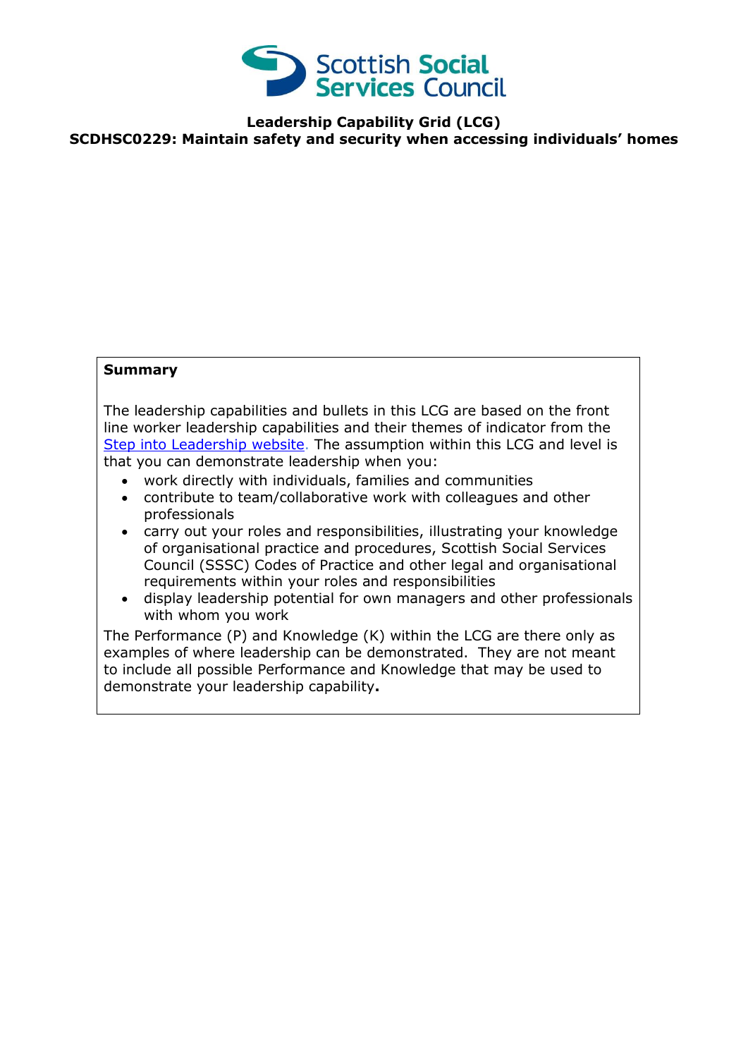**Leadership Capability Grid (LCG)**

**SCDHSC0229: Maintain safety and security when accessing individuals' homes**

**Summary**

The leadership capabilities and bullets in this LCG are based on the front line worker leadership capabilities and their themes of indicator from the Step into Leadership website. The assumption within this LCG and level is that you can demonstrate leadership when you:

- work directly with individuals, families and communities
- contribute to team/collaborative work with colleagues and other professionals
- carry out your roles and responsibilities, illustrating your knowledge of organisational practice and procedures, Scottish Social Services Council (SSSC) Codes of Practice and other legal and organisational requirements within your roles and responsibilities
- display leadership potential for own managers and other professionals with whom you work

The Performance (P) and Knowledge (K) within the LCG are there only as examples of where leadership can be demonstrated. They are not meant to include all possible Performance and Knowledge that may be used to demonstrate your leadership capability**.**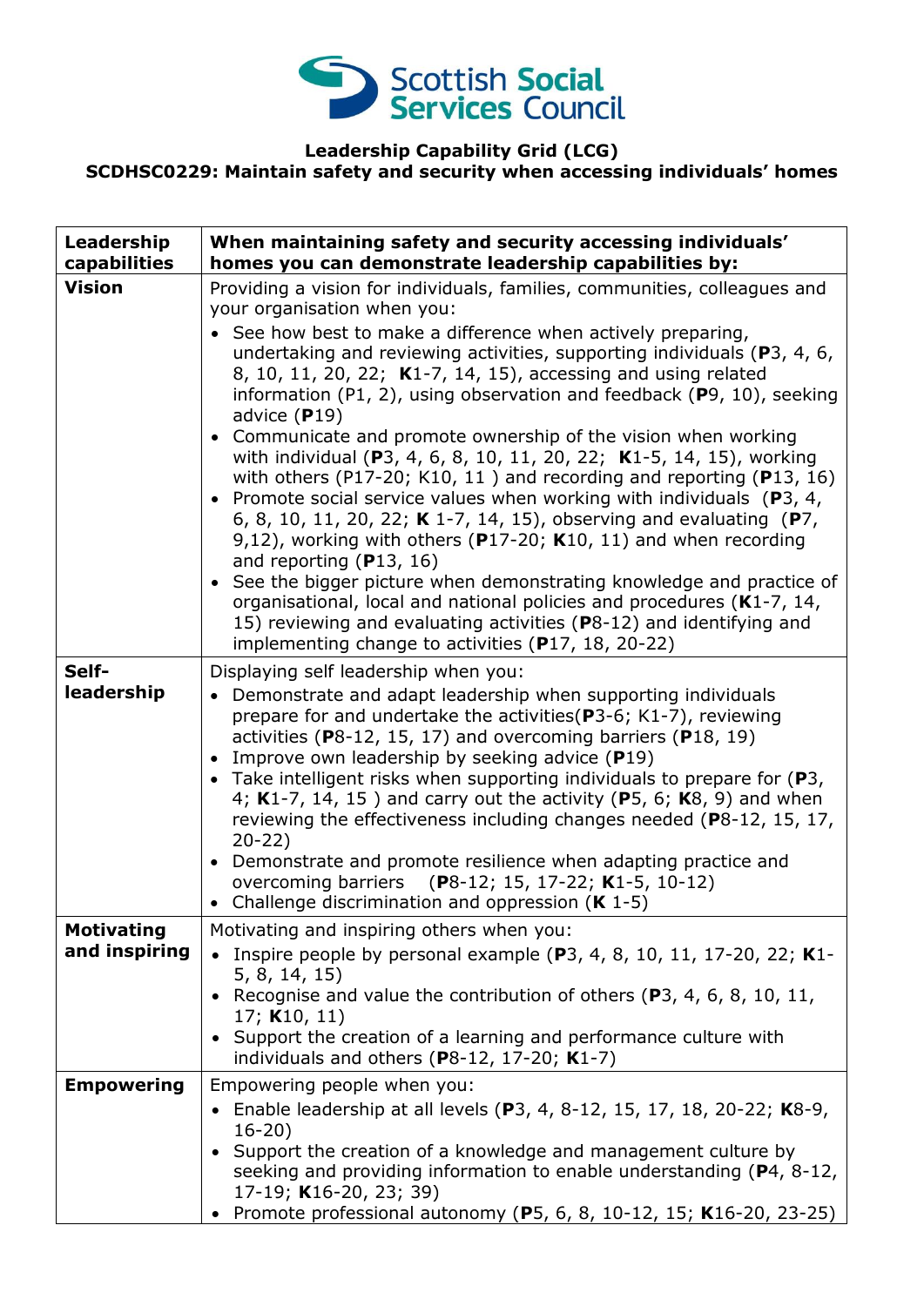**Scottish Social Services Council**

**Leadership Capability Grid (LCG)**
**SCDHSC0229: Maintain safety and security when accessing individuals' homes**

| **Leadership capabilities** | **When maintaining safety and security accessing individuals' homes you can demonstrate leadership capabilities by:** |
|---|---|
| **Vision** | Providing a vision for individuals, families, communities, colleagues and your organisation when you:<br>• See how best to make a difference when actively preparing, undertaking and reviewing activities, supporting individuals (**P**3, 4, 6, 8, 10, 11, 20, 22; **K**1-7, 14, 15), accessing and using related information (P1, 2), using observation and feedback (**P**9, 10), seeking advice (**P**19)<br>• Communicate and promote ownership of the vision when working with individual (**P**3, 4, 6, 8, 10, 11, 20, 22; **K**1-5, 14, 15), working with others (P17-20; K10, 11 ) and recording and reporting (**P**13, 16)<br>• Promote social service values when working with individuals (**P**3, 4, 6, 8, 10, 11, 20, 22; **K** 1-7, 14, 15), observing and evaluating (**P**7, 9,12), working with others (**P**17-20; **K**10, 11) and when recording and reporting (**P**13, 16)<br>• See the bigger picture when demonstrating knowledge and practice of organisational, local and national policies and procedures (**K**1-7, 14, 15) reviewing and evaluating activities (**P**8-12) and identifying and implementing change to activities (**P**17, 18, 20-22) |
| **Self-leadership** | Displaying self leadership when you:<br>• Demonstrate and adapt leadership when supporting individuals prepare for and undertake the activities(**P**3-6; K1-7), reviewing activities (**P**8-12, 15, 17) and overcoming barriers (**P**18, 19)<br>• Improve own leadership by seeking advice (**P**19)<br>• Take intelligent risks when supporting individuals to prepare for (**P**3, 4; **K**1-7, 14, 15 ) and carry out the activity (**P**5, 6; **K**8, 9) and when reviewing the effectiveness including changes needed (**P**8-12, 15, 17, 20-22)<br>• Demonstrate and promote resilience when adapting practice and overcoming barriers (**P**8-12; 15, 17-22; **K**1-5, 10-12)<br>• Challenge discrimination and oppression (**K** 1-5) |
| **Motivating and inspiring** | Motivating and inspiring others when you:<br>• Inspire people by personal example (**P**3, 4, 8, 10, 11, 17-20, 22; **K**1-5, 8, 14, 15)<br>• Recognise and value the contribution of others (**P**3, 4, 6, 8, 10, 11, 17; **K**10, 11)<br>• Support the creation of a learning and performance culture with individuals and others (**P**8-12, 17-20; **K**1-7) |
| **Empowering** | Empowering people when you:<br>• Enable leadership at all levels (**P**3, 4, 8-12, 15, 17, 18, 20-22; **K**8-9, 16-20)<br>• Support the creation of a knowledge and management culture by seeking and providing information to enable understanding (**P**4, 8-12, 17-19; **K**16-20, 23; 39)<br>• Promote professional autonomy (**P**5, 6, 8, 10-12, 15; **K**16-20, 23-25) |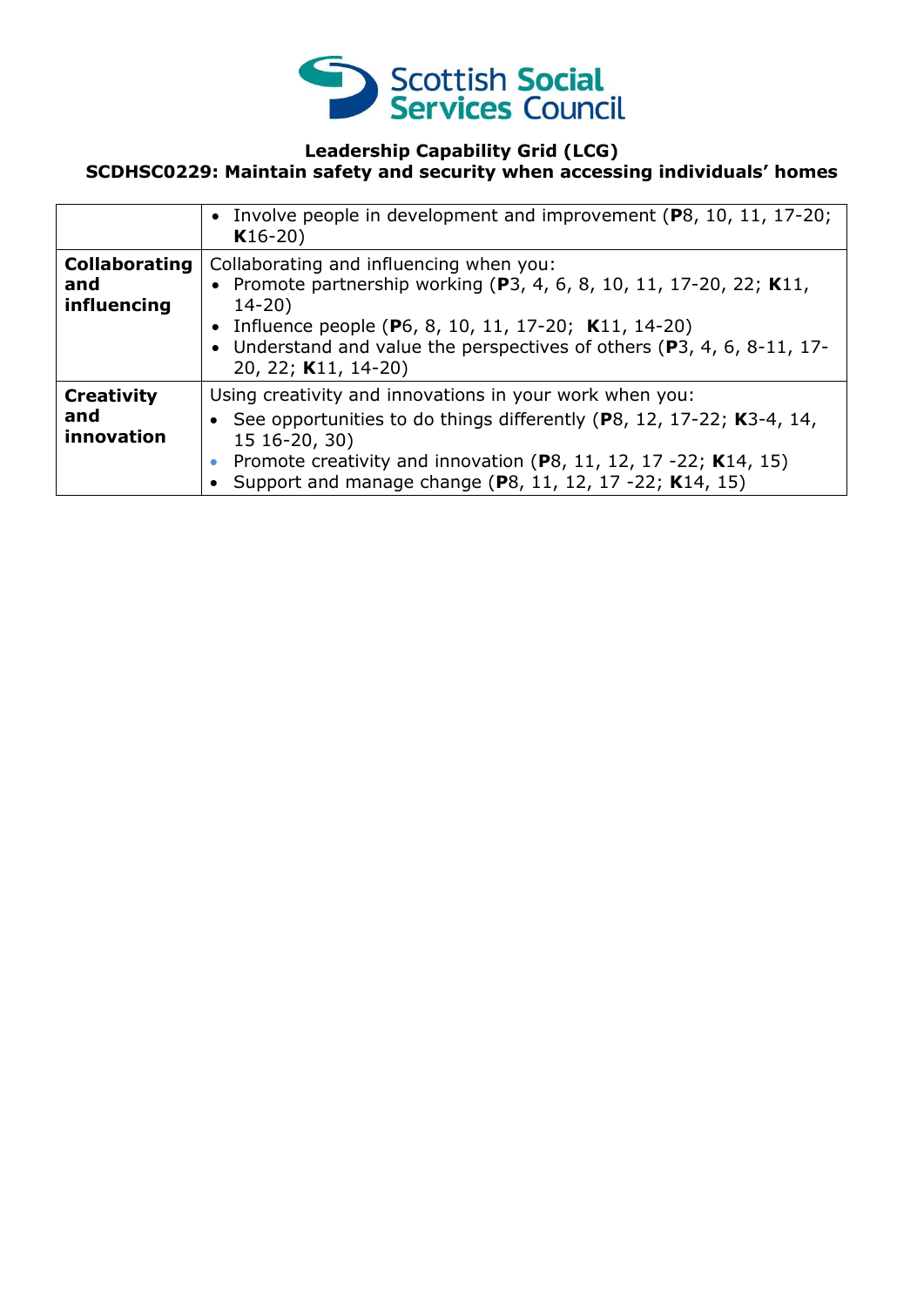**Leadership Capability Grid (LCG)**
**SCDHSC0229: Maintain safety and security when accessing individuals' homes**

| | |
|---|---|
| | • Involve people in development and improvement (**P**8, 10, 11, 17-20; **K**16-20) |
| **Collaborating and influencing** | Collaborating and influencing when you:<br>• Promote partnership working (**P**3, 4, 6, 8, 10, 11, 17-20, 22; **K**11, 14-20)<br>• Influence people (**P**6, 8, 10, 11, 17-20; **K**11, 14-20)<br>• Understand and value the perspectives of others (**P**3, 4, 6, 8-11, 17-20, 22; **K**11, 14-20) |
| **Creativity and innovation** | Using creativity and innovations in your work when you:<br>• See opportunities to do things differently (**P**8, 12, 17-22; **K**3-4, 14, 15 16-20, 30)<br>• Promote creativity and innovation (**P**8, 11, 12, 17 -22; **K**14, 15)<br>• Support and manage change (**P**8, 11, 12, 17 -22; **K**14, 15) |